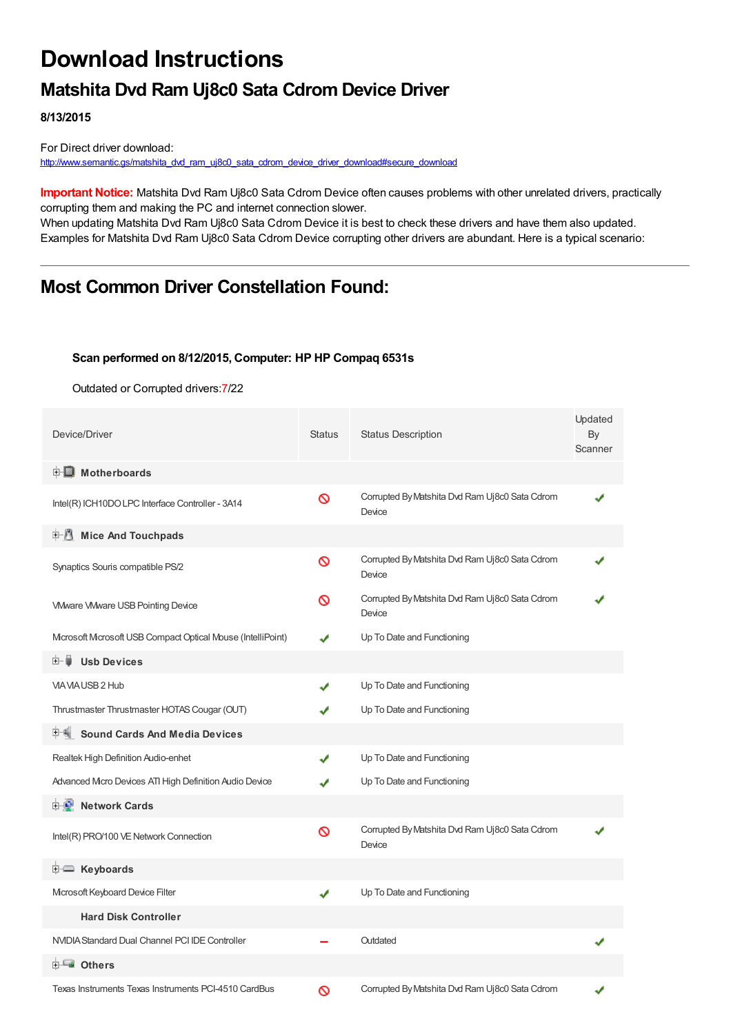# Download Instructions

## Matshita Dvd Ram Uj8c0 Sata Cdrom Device Driver

**8/13/2015**

For Direct driver download:
http://www.semantic.gs/matshita_dvd_ram_uj8c0_sata_cdrom_device_driver_download#secure_download

**Important Notice:** Matshita Dvd Ram Uj8c0 Sata Cdrom Device often causes problems with other unrelated drivers, practically corrupting them and making the PC and internet connection slower.
When updating Matshita Dvd Ram Uj8c0 Sata Cdrom Device it is best to check these drivers and have them also updated. Examples for Matshita Dvd Ram Uj8c0 Sata Cdrom Device corrupting other drivers are abundant. Here is a typical scenario:

---

## Most Common Driver Constellation Found:

**Scan performed on 8/12/2015, Computer: HP HP Compaq 6531s**

Outdated or Corrupted drivers:7/22

| Device/Driver | Status | Status Description | Updated By Scanner |
|---|---|---|---|
| **Motherboards** | | | |
| Intel(R) ICH10DO LPC Interface Controller - 3A14 | ⊘ | Corrupted By Matshita Dvd Ram Uj8c0 Sata Cdrom Device | ✔ |
| **Mice And Touchpads** | | | |
| Synaptics Souris compatible PS/2 | ⊘ | Corrupted By Matshita Dvd Ram Uj8c0 Sata Cdrom Device | ✔ |
| VMware VMware USB Pointing Device | ⊘ | Corrupted By Matshita Dvd Ram Uj8c0 Sata Cdrom Device | ✔ |
| Microsoft Microsoft USB Compact Optical Mouse (IntelliPoint) | ✔ | Up To Date and Functioning | |
| **Usb Devices** | | | |
| VIA VIA USB 2 Hub | ✔ | Up To Date and Functioning | |
| Thrustmaster Thrustmaster HOTAS Cougar (OUT) | ✔ | Up To Date and Functioning | |
| **Sound Cards And Media Devices** | | | |
| Realtek High Definition Audio-enhet | ✔ | Up To Date and Functioning | |
| Advanced Micro Devices ATI High Definition Audio Device | ✔ | Up To Date and Functioning | |
| **Network Cards** | | | |
| Intel(R) PRO/100 VE Network Connection | ⊘ | Corrupted By Matshita Dvd Ram Uj8c0 Sata Cdrom Device | ✔ |
| **Keyboards** | | | |
| Microsoft Keyboard Device Filter | ✔ | Up To Date and Functioning | |
| **Hard Disk Controller** | | | |
| NVIDIA Standard Dual Channel PCI IDE Controller | – | Outdated | ✔ |
| **Others** | | | |
| Texas Instruments Texas Instruments PCI-4510 CardBus | ⊘ | Corrupted By Matshita Dvd Ram Uj8c0 Sata Cdrom | ✔ |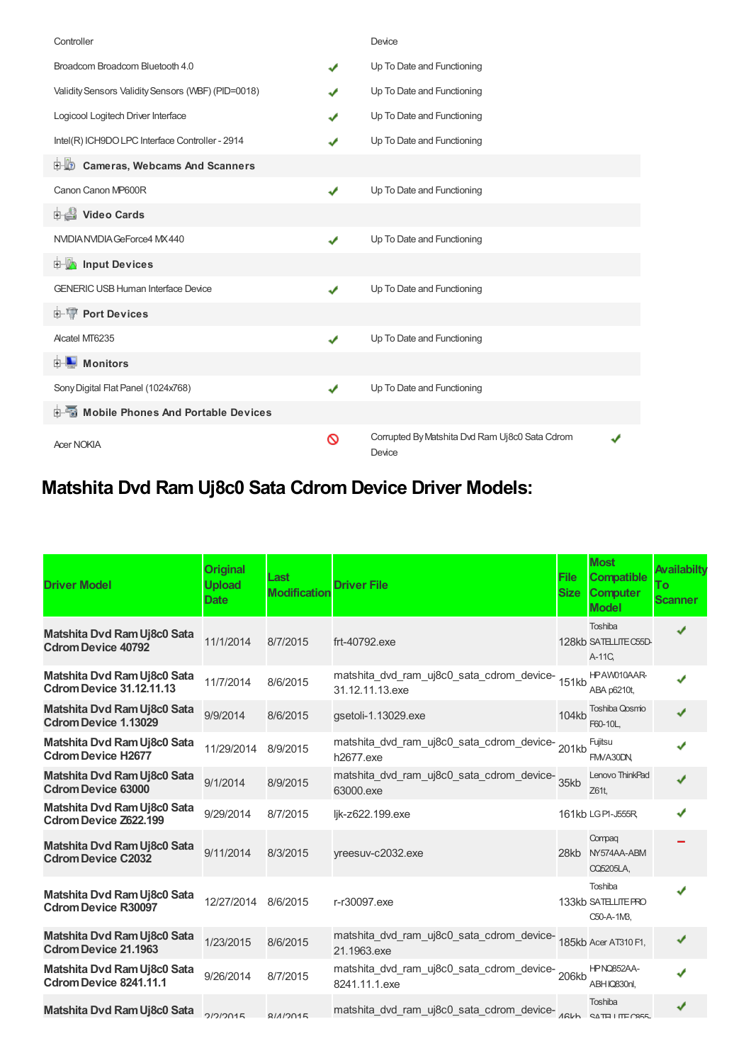| Controller | | Device | |
|---|---|---|---|
| Broadcom Broadcom Bluetooth 4.0 | ✔ | Up To Date and Functioning | |
| Validity Sensors Validity Sensors (WBF) (PID=0018) | ✔ | Up To Date and Functioning | |
| Logicool Logitech Driver Interface | ✔ | Up To Date and Functioning | |
| Intel(R) ICH9DO LPC Interface Controller - 2914 | ✔ | Up To Date and Functioning | |
| **Cameras, Webcams And Scanners** | | | |
| Canon Canon MP600R | ✔ | Up To Date and Functioning | |
| **Video Cards** | | | |
| NVIDIA NVIDIA GeForce4 MX 440 | ✔ | Up To Date and Functioning | |
| **Input Devices** | | | |
| GENERIC USB Human Interface Device | ✔ | Up To Date and Functioning | |
| **Port Devices** | | | |
| Alcatel MT6235 | ✔ | Up To Date and Functioning | |
| **Monitors** | | | |
| Sony Digital Flat Panel (1024x768) | ✔ | Up To Date and Functioning | |
| **Mobile Phones And Portable Devices** | | | |
| Acer NOKIA | ⊘ | Corrupted By Matshita Dvd Ram Uj8c0 Sata Cdrom Device | ✔ |

# Matshita Dvd Ram Uj8c0 Sata Cdrom Device Driver Models:

| Driver Model | Original Upload Date | Last Modification | Driver File | File Size | Most Compatible Computer Model | Availabilty To Scanner |
|---|---|---|---|---|---|---|
| **Matshita Dvd Ram Uj8c0 Sata Cdrom Device 40792** | 11/1/2014 | 8/7/2015 | frt-40792.exe | 128kb | Toshiba SATELLITE C55D-A-11C, | ✔ |
| **Matshita Dvd Ram Uj8c0 Sata Cdrom Device 31.12.11.13** | 11/7/2014 | 8/6/2015 | matshita_dvd_ram_uj8c0_sata_cdrom_device-31.12.11.13.exe | 151kb | HP AW010AAR-ABA p6210t, | ✔ |
| **Matshita Dvd Ram Uj8c0 Sata Cdrom Device 1.13029** | 9/9/2014 | 8/6/2015 | gsetoli-1.13029.exe | 104kb | Toshiba Qosmio F60-10L, | ✔ |
| **Matshita Dvd Ram Uj8c0 Sata Cdrom Device H2677** | 11/29/2014 | 8/9/2015 | matshita_dvd_ram_uj8c0_sata_cdrom_device-h2677.exe | 201kb | Fujitsu FMVA30DN, | ✔ |
| **Matshita Dvd Ram Uj8c0 Sata Cdrom Device 63000** | 9/1/2014 | 8/9/2015 | matshita_dvd_ram_uj8c0_sata_cdrom_device-63000.exe | 35kb | Lenovo ThinkPad Z61t, | ✔ |
| **Matshita Dvd Ram Uj8c0 Sata Cdrom Device Z622.199** | 9/29/2014 | 8/7/2015 | ljk-z622.199.exe | 161kb | LG P1-J555R, | ✔ |
| **Matshita Dvd Ram Uj8c0 Sata Cdrom Device C2032** | 9/11/2014 | 8/3/2015 | yreesuv-c2032.exe | 28kb | Compaq NY574AA-ABM CQ5205LA, | − |
| **Matshita Dvd Ram Uj8c0 Sata Cdrom Device R30097** | 12/27/2014 | 8/6/2015 | r-r30097.exe | 133kb | Toshiba SATELLITE PRO C50-A-1MB, | ✔ |
| **Matshita Dvd Ram Uj8c0 Sata Cdrom Device 21.1963** | 1/23/2015 | 8/6/2015 | matshita_dvd_ram_uj8c0_sata_cdrom_device-21.1963.exe | 185kb | Acer AT310 F1, | ✔ |
| **Matshita Dvd Ram Uj8c0 Sata Cdrom Device 8241.11.1** | 9/26/2014 | 8/7/2015 | matshita_dvd_ram_uj8c0_sata_cdrom_device-8241.11.1.exe | 206kb | HP NQ852AA-ABH IQ830nl, | ✔ |
| **Matshita Dvd Ram Uj8c0 Sata** | 2/2/2015 | 8/4/2015 | matshita_dvd_ram_uj8c0_sata_cdrom_device- | 46kb | Toshiba SATELLITE C855- | ✔ |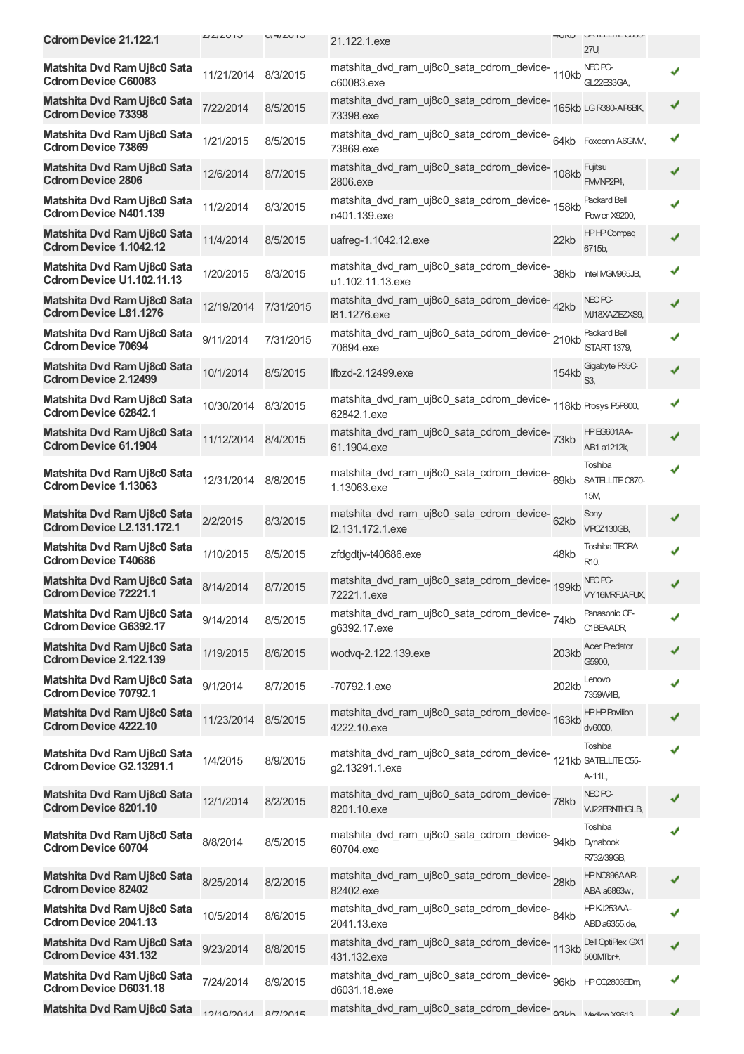| | | | | | | |
|---|---|---|---|---|---|---|
| Cdrom Device 21.122.1 | 2/2/2015 | 8/4/2015 | 21.122.1.exe | 40kb | SATELLITE C850-27U, | |
| Matshita Dvd Ram Uj8c0 Sata Cdrom Device C60083 | 11/21/2014 | 8/3/2015 | matshita_dvd_ram_uj8c0_sata_cdrom_device-c60083.exe | 110kb | NEC PC-GL22ES3GA, | ✔ |
| Matshita Dvd Ram Uj8c0 Sata Cdrom Device 73398 | 7/22/2014 | 8/5/2015 | matshita_dvd_ram_uj8c0_sata_cdrom_device-73398.exe | 165kb | LG R380-AR6BK, | ✔ |
| Matshita Dvd Ram Uj8c0 Sata Cdrom Device 73869 | 1/21/2015 | 8/5/2015 | matshita_dvd_ram_uj8c0_sata_cdrom_device-73869.exe | 64kb | Foxconn A6GMV, | ✔ |
| Matshita Dvd Ram Uj8c0 Sata Cdrom Device 2806 | 12/6/2014 | 8/7/2015 | matshita_dvd_ram_uj8c0_sata_cdrom_device-2806.exe | 108kb | Fujitsu FMVNP2P4, | ✔ |
| Matshita Dvd Ram Uj8c0 Sata Cdrom Device N401.139 | 11/2/2014 | 8/3/2015 | matshita_dvd_ram_uj8c0_sata_cdrom_device-n401.139.exe | 158kb | Packard Bell IPower X9200, | ✔ |
| Matshita Dvd Ram Uj8c0 Sata Cdrom Device 1.1042.12 | 11/4/2014 | 8/5/2015 | uafreg-1.1042.12.exe | 22kb | HP HP Compaq 6715b, | ✔ |
| Matshita Dvd Ram Uj8c0 Sata Cdrom Device U1.102.11.13 | 1/20/2015 | 8/3/2015 | matshita_dvd_ram_uj8c0_sata_cdrom_device-u1.102.11.13.exe | 38kb | Intel MGM965JB, | ✔ |
| Matshita Dvd Ram Uj8c0 Sata Cdrom Device L81.1276 | 12/19/2014 | 7/31/2015 | matshita_dvd_ram_uj8c0_sata_cdrom_device-l81.1276.exe | 42kb | NEC PC-MJ18XAZEZXS9, | ✔ |
| Matshita Dvd Ram Uj8c0 Sata Cdrom Device 70694 | 9/11/2014 | 7/31/2015 | matshita_dvd_ram_uj8c0_sata_cdrom_device-70694.exe | 210kb | Packard Bell ISTART 1379, | ✔ |
| Matshita Dvd Ram Uj8c0 Sata Cdrom Device 2.12499 | 10/1/2014 | 8/5/2015 | lfbzd-2.12499.exe | 154kb | Gigabyte P35C-S3, | ✔ |
| Matshita Dvd Ram Uj8c0 Sata Cdrom Device 62842.1 | 10/30/2014 | 8/3/2015 | matshita_dvd_ram_uj8c0_sata_cdrom_device-62842.1.exe | 118kb | Prosys P5P800, | ✔ |
| Matshita Dvd Ram Uj8c0 Sata Cdrom Device 61.1904 | 11/12/2014 | 8/4/2015 | matshita_dvd_ram_uj8c0_sata_cdrom_device-61.1904.exe | 73kb | HP EG601AA-AB1 a1212k, | ✔ |
| Matshita Dvd Ram Uj8c0 Sata Cdrom Device 1.13063 | 12/31/2014 | 8/8/2015 | matshita_dvd_ram_uj8c0_sata_cdrom_device-1.13063.exe | 69kb | Toshiba SATELLITE C870-15M, | ✔ |
| Matshita Dvd Ram Uj8c0 Sata Cdrom Device L2.131.172.1 | 2/2/2015 | 8/3/2015 | matshita_dvd_ram_uj8c0_sata_cdrom_device-l2.131.172.1.exe | 62kb | Sony VPCZ130GB, | ✔ |
| Matshita Dvd Ram Uj8c0 Sata Cdrom Device T40686 | 1/10/2015 | 8/5/2015 | zfdgdtjv-t40686.exe | 48kb | Toshiba TECRA R10, | ✔ |
| Matshita Dvd Ram Uj8c0 Sata Cdrom Device 72221.1 | 8/14/2014 | 8/7/2015 | matshita_dvd_ram_uj8c0_sata_cdrom_device-72221.1.exe | 199kb | NEC PC-VY16MRFJAFUX, | ✔ |
| Matshita Dvd Ram Uj8c0 Sata Cdrom Device G6392.17 | 9/14/2014 | 8/5/2015 | matshita_dvd_ram_uj8c0_sata_cdrom_device-g6392.17.exe | 74kb | Panasonic CF-C1BEAADR, | ✔ |
| Matshita Dvd Ram Uj8c0 Sata Cdrom Device 2.122.139 | 1/19/2015 | 8/6/2015 | wodvq-2.122.139.exe | 203kb | Acer Predator G5900, | ✔ |
| Matshita Dvd Ram Uj8c0 Sata Cdrom Device 70792.1 | 9/1/2014 | 8/7/2015 | -70792.1.exe | 202kb | Lenovo 7359W4B, | ✔ |
| Matshita Dvd Ram Uj8c0 Sata Cdrom Device 4222.10 | 11/23/2014 | 8/5/2015 | matshita_dvd_ram_uj8c0_sata_cdrom_device-4222.10.exe | 163kb | HP HP Pavilion dv6000, | ✔ |
| Matshita Dvd Ram Uj8c0 Sata Cdrom Device G2.13291.1 | 1/4/2015 | 8/9/2015 | matshita_dvd_ram_uj8c0_sata_cdrom_device-g2.13291.1.exe | 121kb | Toshiba SATELLITE C55-A-11L, | ✔ |
| Matshita Dvd Ram Uj8c0 Sata Cdrom Device 8201.10 | 12/1/2014 | 8/2/2015 | matshita_dvd_ram_uj8c0_sata_cdrom_device-8201.10.exe | 78kb | NEC PC-VJ22ERNTHGLB, | ✔ |
| Matshita Dvd Ram Uj8c0 Sata Cdrom Device 60704 | 8/8/2014 | 8/5/2015 | matshita_dvd_ram_uj8c0_sata_cdrom_device-60704.exe | 94kb | Toshiba Dynabook R732/39GB, | ✔ |
| Matshita Dvd Ram Uj8c0 Sata Cdrom Device 82402 | 8/25/2014 | 8/2/2015 | matshita_dvd_ram_uj8c0_sata_cdrom_device-82402.exe | 28kb | HP NC896AAR-ABA a6863w, | ✔ |
| Matshita Dvd Ram Uj8c0 Sata Cdrom Device 2041.13 | 10/5/2014 | 8/6/2015 | matshita_dvd_ram_uj8c0_sata_cdrom_device-2041.13.exe | 84kb | HP KJ253AA-ABD a6355.de, | ✔ |
| Matshita Dvd Ram Uj8c0 Sata Cdrom Device 431.132 | 9/23/2014 | 8/8/2015 | matshita_dvd_ram_uj8c0_sata_cdrom_device-431.132.exe | 113kb | Dell OptiPlex GX1 500MTbr+, | ✔ |
| Matshita Dvd Ram Uj8c0 Sata Cdrom Device D6031.18 | 7/24/2014 | 8/9/2015 | matshita_dvd_ram_uj8c0_sata_cdrom_device-d6031.18.exe | 96kb | HP CQ2803EDm, | ✔ |
| Matshita Dvd Ram Uj8c0 Sata | 12/19/2014 | 8/7/2015 | matshita_dvd_ram_uj8c0_sata_cdrom_device- | 93kb | Medion X9613 | ✔ |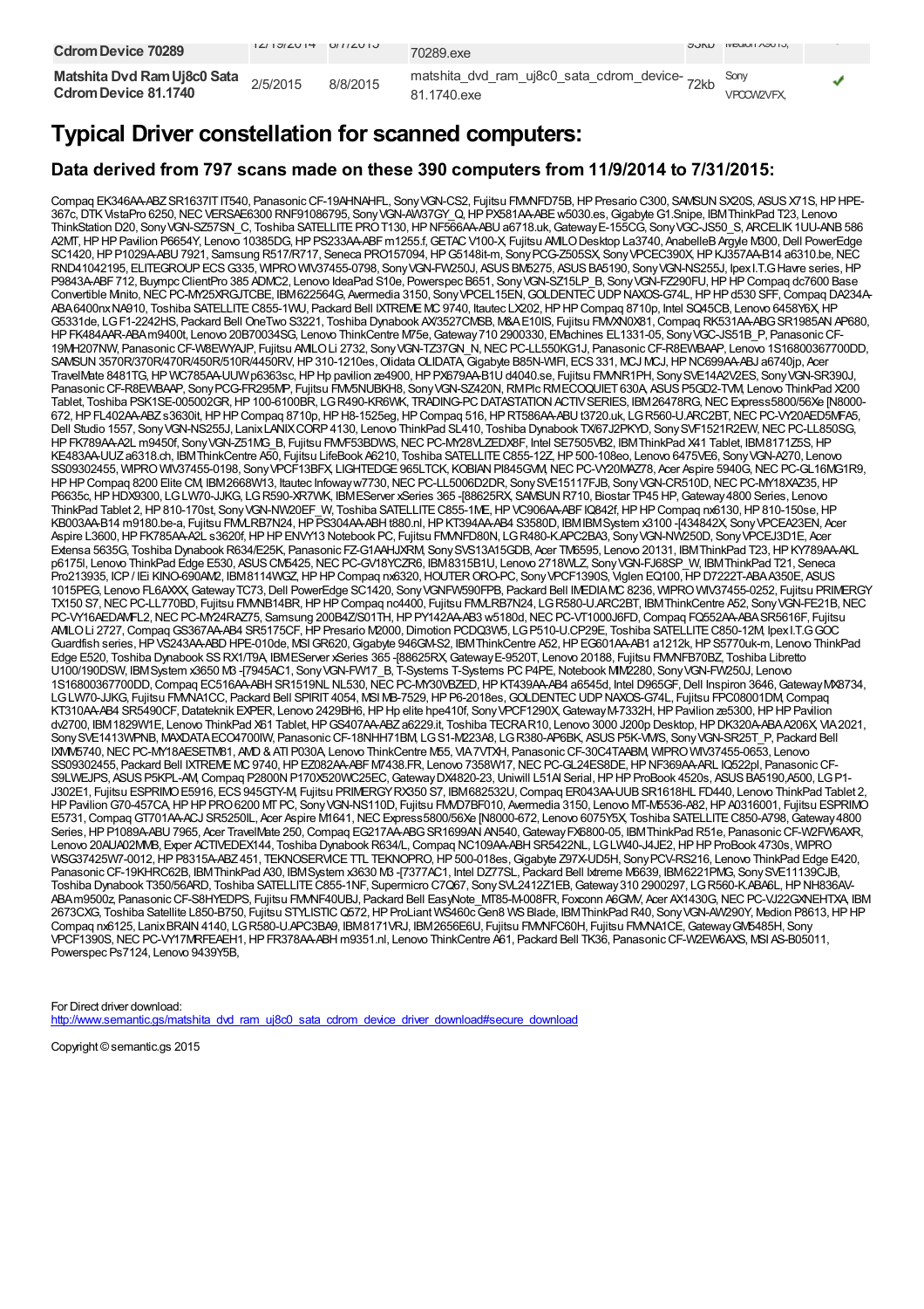| | | | | | | |
|---|---|---|---|---|---|---|
| **Cdrom Device 70289** | 12/19/2014 | 8/7/2015 | 70289.exe | 95kb | Medion X9613, | |
| **Matshita Dvd Ram Uj8c0 Sata Cdrom Device 81.1740** | 2/5/2015 | 8/8/2015 | matshita_dvd_ram_uj8c0_sata_cdrom_device-81.1740.exe | 72kb | Sony VPCCW2VFX, | ✔ |

## Typical Driver constellation for scanned computers:

### Data derived from 797 scans made on these 390 computers from 11/9/2014 to 7/31/2015:

Compaq EK346AA-ABZ SR1637IT IT540, Panasonic CF-19AHNAHFL, Sony VGN-CS2, Fujitsu FMVNFD75B, HP Presario C300, SAMSUN SX20S, ASUS X71S, HP HPE-367c, DTK VistaPro 6250, NEC VERSAE6300 RNF91086795, Sony VGN-AW37GY_Q, HP PX581AA-ABE w5030.es, Gigabyte G1.Snipe, IBM ThinkPad T23, Lenovo ThinkStation D20, Sony VGN-SZ57SN_C, Toshiba SATELLITE PRO T130, HP NF566AA-ABU a6718.uk, Gateway E-155CG, Sony VGC-JS50_S, ARCELIK 1UU-ANB 586 A2MT, HP HP Pavilion P6654Y, Lenovo 10385DG, HP PS233AA-ABF m1255.f, GETAC V100-X, Fujitsu AMILO Desktop La3740, AnabelleB Argyle M300, Dell PowerEdge SC1420, HP P1029A-ABU 7921, Samsung R517/R717, Seneca PRO157094, HP G5148it-m, Sony PCG-Z505SX, Sony VPCEC390X, HP KJ357AA-B14 a6310.be, NEC RND41042195, ELITEGROUP ECS G335, WIPRO WIV37455-0798, Sony VGN-FW250J, ASUS BM5275, ASUS BA5190, Sony VGN-NS255J, Ipex I.T.G Havre series, HP P9843A-ABF 712, Buympc ClientPro 385 ADMC2, Lenovo IdeaPad S10e, Powerspec B651, Sony VGN-SZ15LP_B, Sony VGN-FZ290FU, HP HP Compaq dc7600 Base Convertible Minito, NEC PC-MY25XRGJTCBE, IBM622564G, Avermedia 3150, Sony VPCEL15EN, GOLDENTEC UDP NAXOS-G74L, HP HP d530 SFF, Compaq DA234A-ABA 6400nx NA910, Toshiba SATELLITE C855-1WU, Packard Bell IXTREME MC 9740, Itautec LX202, HP HP Compaq 8710p, Intel SQ45CB, Lenovo 6458Y6X, HP G5331de, LG F1-2242HS, Packard Bell OneTwo S3221, Toshiba Dynabook AX/3527CMSB, M&A E10IS, Fujitsu FMVXN0X81, Compaq RK531AA-ABG SR1985AN AP680, HP FK484AAR-ABA m9400t, Lenovo 20B70034SG, Lenovo ThinkCentre M75e, Gateway 710 2900330, EMachines EL1331-05, Sony VGC-JS51B_P, Panasonic CF-19MH207NW, Panasonic CF-W8EWYAJP, Fujitsu AMILO Li 2732, Sony VGN-TZ37GN_N, NEC PC-LL550KG1J, Panasonic CF-R8EWBAAP, Lenovo 1S16800367700DD, SAMSUN 3570R/370R/470R/450R/510R/4450RV, HP 310-1210es, Olidata OLIDATA, Gigabyte B85N-WIFI, ECS 331, MCJ MCJ, HP NC699AA-ABJ a6740jp, Acer TravelMate 8481TG, HP WC785AA-UUW p6363sc, HP Hp pavilion ze4900, HP PX679AA-B1U d4040.se, Fujitsu FMVNR1PH, Sony SVE14A2V2ES, Sony VGN-SR390J, Panasonic CF-R8EWBAAP, Sony PCG-FR295MP, Fujitsu FMV5NUBKH8, Sony VGN-SZ420N, RM Plc RM ECOQUIET 630A, ASUS P5GD2-TVM, Lenovo ThinkPad X200 Tablet, Toshiba PSK1SE-005002GR, HP 100-6100BR, LG R490-KR6WK, TRADING-PC DATASTATION ACTIV SERIES, IBM 26478RG, NEC Express5800/56Xe [N8000-672, HP FL402AA-ABZ s3630it, HP HP Compaq 8710p, HP H8-1525eg, HP Compaq 516, HP RT586AA-ABU t3720.uk, LG R560-U.ARC2BT, NEC PC-VY20AED5MFA5, Dell Studio 1557, Sony VGN-NS255J, Lanix LANIX CORP 4130, Lenovo ThinkPad SL410, Toshiba Dynabook TX/67J2PKYD, Sony SVF1521R2EW, NEC PC-LL850SG, HP FK789AA-A2L m9450f, Sony VGN-Z51MG_B, Fujitsu FMVF53BDWS, NEC PC-MY28VLZEDX8F, Intel SE7505VB2, IBM ThinkPad X41 Tablet, IBM 8171Z5S, HP KE483AA-UUZ a6318.ch, IBM ThinkCentre A50, Fujitsu LifeBook A6210, Toshiba SATELLITE C855-12Z, HP 500-108eo, Lenovo 6475VE6, Sony VGN-A270, Lenovo SS09302455, WIPRO WIV37455-0198, Sony VPCF13BFX, LIGHTEDGE 965LTCK, KOBIAN PI845GVM, NEC PC-VY20MAZ78, Acer Aspire 5940G, NEC PC-GL16MG1R9, HP HP Compaq 8200 Elite CM, IBM 2668W13, Itautec Infoway w7730, NEC PC-LL5006D2DR, Sony SVE15117FJB, Sony VGN-CR510D, NEC PC-MY18XAZ35, HP P6635c, HP HDX9300, LG LW70-JJKG, LG R590-XR7WK, IBM EServer xSeries 365 -[88625RX, SAMSUN R710, Biostar TP45 HP, Gateway 4800 Series, Lenovo ThinkPad Tablet 2, HP 810-170st, Sony VGN-NW20EF_W, Toshiba SATELLITE C855-1ME, HP VC906AA-ABF IQ842f, HP HP Compaq nx6130, HP 810-150se, HP KB003AA-B14 m9180.be-a, Fujitsu FMVLRB7N24, HP PS304AA-ABH t880.nl, HP KT394AA-AB4 S3580D, IBM IBM System x3100 -[434842X, Sony VPCEA23EN, Acer Aspire L3600, HP FK785AA-A2L s3620f, HP HP ENVY13 Notebook PC, Fujitsu FMVNFD80N, LG R480-K.APC2BA3, Sony VGN-NW250D, Sony VPCEJ3D1E, Acer Extensa 5635G, Toshiba Dynabook R634/E25K, Panasonic FZ-G1AAHJXRM, Sony SVS13A15GDB, Acer TM6595, Lenovo 20131, IBM ThinkPad T23, HP KY789AA-AKL p6175l, Lenovo ThinkPad Edge E530, ASUS CM5425, NEC PC-GV18YCZR6, IBM 8315B1U, Lenovo 2718WLZ, Sony VGN-FJ68SP_W, IBM ThinkPad T21, Seneca Pro213935, ICP / IEi KINO-690AM2, IBM 8114WGZ, HP HP Compaq nx6320, HOUTER ORO-PC, Sony VPCF1390S, Viglen EQ100, HP D7222T-ABA A350E, ASUS 1015PEG, Lenovo FL6AXXX, Gateway TC73, Dell PowerEdge SC1420, Sony VGNFW590FPB, Packard Bell IMEDIA MC 8236, WIPRO WIV37455-0252, Fujitsu PRIMERGY TX150 S7, NEC PC-LL770BD, Fujitsu FMVNB14BR, HP HP Compaq nc4400, Fujitsu FMLRB7N24, LG R580-U.ARC2BT, IBM ThinkCentre A52, Sony VGN-FE21B, NEC PC-VY16AEDAMFL2, NEC PC-MY24RAZ75, Samsung 200B4Z/S01TH, HP PY142AA-AB3 w5180d, NEC PC-VT1000J6FD, Compaq FQ552AA-ABA SR5616F, Fujitsu AMILO Li 2727, Compaq GS367AA-AB4 SR5175CF, HP Presario M2000, Dimotion PCDQ3W5, LG P510-U.CP29E, Toshiba SATELLITE C850-12M, Ipex I.T.G GOC Guardfish series, HP VS243AA-ABD HPE-010de, MSI GR620, Gigabyte 946GM-S2, IBM ThinkCentre A52, HP EG601AA-AB1 a1212k, HP S5770uk-m, Lenovo ThinkPad Edge E520, Toshiba Dynabook SS RX1/T9A, IBM EServer xSeries 365 -[88625RX, Gateway E-9520T, Lenovo 20188, Fujitsu FMVNFB70BZ, Toshiba Libretto U100/190DSW, IBM System x3650 M3 -[7945AC1, Sony VGN-FW17_B, T-Systems T-Systems PC P4PE, Notebook MIM2280, Sony VGN-FW250J, Lenovo 1S16800367700DD, Compaq EC516AA-ABH SR1519NL NL530, NEC PC-MY30VBZED, HP KT439AA-AB4 a6545d, Intel D965GF, Dell Inspiron 3646, Gateway MX8734, LG LW70-JJKG, Fujitsu FMVNA1CC, Packard Bell SPIRIT 4054, MSI MB-7529, HP P6-2018es, GOLDENTEC UDP NAXOS-G74L, Fujitsu FPC08001DM, Compaq KT310AA-AB4 SR5490CF, Datateknik EXPER, Lenovo 2429BH6, HP Hp elite hpe410f, Sony VPCF1290X, Gateway M-7332H, HP Pavilion ze5300, HP HP Pavilion dv2700, IBM 1829W1E, Lenovo ThinkPad X61 Tablet, HP GS407AA-ABZ a6229.it, Toshiba TECRA R10, Lenovo 3000 J200p Desktop, HP DK320A-ABA A206X, VIA 2021, Sony SVE1413WPNB, MAXDATA ECO4700IW, Panasonic CF-18NHH71BM, LG S1-M223A8, LG R380-AP6BK, ASUS P5K-VM/S, Sony VGN-SR25T_P, Packard Bell IXMM5740, NEC PC-MY18AESETM81, AMD & ATI P030A, Lenovo ThinkCentre M55, VIA 7VTXH, Panasonic CF-30C4TAABM, WIPRO WIV37455-0653, Lenovo SS09302455, Packard Bell IXTREME MC 9740, HP EZ082AA-ABF M7438.FR, Lenovo 7358W17, NEC PC-GL24ES8DE, HP NF369AA-ARL IQ522pl, Panasonic CF-S9LWEJPS, ASUS P5KPL-AM, Compaq P2800N P170X520WC25EC, Gateway DX4820-23, Uniwill L51AI Serial, HP HP ProBook 4520s, ASUS BA5190,A500, LG P1-J302E1, Fujitsu ESPRIMO E5916, ECS 945GTY-M, Fujitsu PRIMERGY RX350 S7, IBM 682532U, Compaq ER043AA-UUB SR1618HL FD440, Lenovo ThinkPad Tablet 2, HP Pavilion G70-457CA, HP HP PRO 6200 MT PC, Sony VGN-NS110D, Fujitsu FMVD7BF010, Avermedia 3150, Lenovo MT-M5536-A82, HP A0316001, Fujitsu ESPRIMO E5731, Compaq GT701AA-ACJ SR5250IL, Acer Aspire M1641, NEC Express5800/56Xe [N8000-672, Lenovo 6075Y5X, Toshiba SATELLITE C850-A798, Gateway 4800 Series, HP P1089A-ABU 7965, Acer TravelMate 250, Compaq EG217AA-ABG SR1699AN AN540, Gateway FX6800-05, IBM ThinkPad R51e, Panasonic CF-W2FW6AXR, Lenovo 20AU A02MMB, Exper ACTIVEDEX144, Toshiba Dynabook R634/L, Compaq NC109AA-ABH SR5422NL, LG LW40-J4JE2, HP HP ProBook 4730s, WIPRO WSG37425W7-0012, HP P8315A-ABZ 451, TEKNOSERVICE TTL TEKNOPRO, HP 500-018es, Gigabyte Z97X-UD5H, Sony PCV-RS216, Lenovo ThinkPad Edge E420, Panasonic CF-19KHRC62B, IBM ThinkPad A30, IBM System x3630 M3 -[7377AC1, Intel DZ77SL, Packard Bell Ixtreme M5639, IBM 6221PMG, Sony SVE11139CJB, Toshiba Dynabook T350/56ARD, Toshiba SATELLITE C855-1NF, Supermicro C7Q67, Sony SVL2412Z1EB, Gateway 310 2900297, LG R560-K.ABA6L, HP NH836AV-ABA m9500z, Panasonic CF-S8HYEDPS, Fujitsu FMVNF40UBJ, Packard Bell EasyNote_MT85-M-008FR, Foxconn A6GMV, Acer AX1430G, NEC PC-VJ22GXNEHTXA, IBM 2673CXG, Toshiba Satellite L850-B750, Fujitsu STYLISTIC Q572, HP ProLiant WS460c Gen8 WS Blade, IBM ThinkPad R40, Sony VGN-AW290Y, Medion P8613, HP HP Compaq nx6125, Lanix BRAIN 4140, LG R580-U.APC3BA9, IBM 8171VRJ, IBM 2656E6U, Fujitsu FMVNFC60H, Fujitsu FMVNA1CE, Gateway GM5485H, Sony VPCF1390S, NEC PC-VY17MRFEAEH1, HP FR378AA-ABH m9351.nl, Lenovo ThinkCentre A61, Packard Bell TK36, Panasonic CF-W2EW6AXS, MSI AS-B05011, Powerspec Ps7124, Lenovo 9439Y5B,

For Direct driver download:
http://www.semantic.gs/matshita_dvd_ram_uj8c0_sata_cdrom_device_driver_download#secure_download

Copyright © semantic.gs 2015